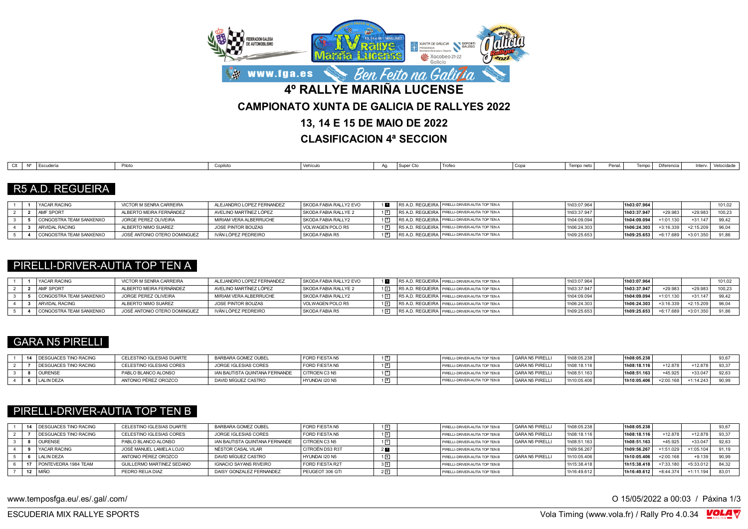# 4º RALLYE MARIÑA LUCENSE

## CAMPIONATO XUNTA DE GALICIA DE RALLYES 2022

## 13, 14 E 15 DE MAIO DE 2022

## CLASIFICACION 4ª SECCION

### R5 A.D. REGUEIRA

| Clt | Nº | Escudería | Piloto | Copiloto | Vehículo | Ag. | Super Cto | Trofeo | Copa | Tempo neto | Penal. | Tempo | Diferencia | Interv. | Velocidade |
|---|---|---|---|---|---|---|---|---|---|---|---|---|---|---|---|
| 1 | 1 | YACAR RACING | VICTOR M SENRA CARREIRA | ALEJANDRO LOPEZ FERNANDEZ | SKODA FABIA RALLY2 EVO | 1 1 | R5 A.D. REGUEIRA | PIRELLI-DRIVER-AUTIA TOP TEN A | | 1h03:07.964 | | 1h03:07.964 | | | 101,02 |
| 2 | 2 | AMF SPORT | ALBERTO MEIRA FERNÁNDEZ | AVELINO MARTÍNEZ LÓPEZ | SKODA FABIA RALLYE 2 | 1 2 | R5 A.D. REGUEIRA | PIRELLI-DRIVER-AUTIA TOP TEN A | | 1h03:37.947 | | 1h03:37.947 | +29.983 | +29.983 | 100,23 |
| 3 | 5 | CONGOSTRA TEAM SANXENXO | JORGE PEREZ OLIVEIRA | MIRIAM VERA ALBERRUCHE | SKODA FABIA RALLY2 | 1 3 | R5 A.D. REGUEIRA | PIRELLI-DRIVER-AUTIA TOP TEN A | | 1h04:09.094 | | 1h04:09.094 | +1:01.130 | +31.147 | 99,42 |
| 4 | 3 | ARVIDAL RACING | ALBERTO NIMO SUAREZ | JOSE PINTOR BOUZAS | VOLWAGEN POLO R5 | 1 4 | R5 A.D. REGUEIRA | PIRELLI-DRIVER-AUTIA TOP TEN A | | 1h06:24.303 | | 1h06:24.303 | +3:16.339 | +2:15.209 | 96,04 |
| 5 | 4 | CONGOSTRA TEAM SANXENXO | JOSÉ ANTONIO OTERO DOMINGUEZ | IVÁN LÓPEZ PEDREIRO | SKODA FABIA R5 | 1 5 | R5 A.D. REGUEIRA | PIRELLI-DRIVER-AUTIA TOP TEN A | | 1h09:25.653 | | 1h09:25.653 | +6:17.689 | +3:01.350 | 91,86 |

### PIRELLI-DRIVER-AUTIA TOP TEN A

| Clt | Nº | Escudería | Piloto | Copiloto | Vehículo | Ag. | Super Cto | Trofeo | Copa | Tempo neto | Penal. | Tempo | Diferencia | Interv. | Velocidade |
|---|---|---|---|---|---|---|---|---|---|---|---|---|---|---|---|
| 1 | 1 | YACAR RACING | VICTOR M SENRA CARREIRA | ALEJANDRO LOPEZ FERNANDEZ | SKODA FABIA RALLY2 EVO | 1 1 | R5 A.D. REGUEIRA | PIRELLI-DRIVER-AUTIA TOP TEN A | | 1h03:07.964 | | 1h03:07.964 | | | 101,02 |
| 2 | 2 | AMF SPORT | ALBERTO MEIRA FERNÁNDEZ | AVELINO MARTÍNEZ LÓPEZ | SKODA FABIA RALLYE 2 | 1 2 | R5 A.D. REGUEIRA | PIRELLI-DRIVER-AUTIA TOP TEN A | | 1h03:37.947 | | 1h03:37.947 | +29.983 | +29.983 | 100,23 |
| 3 | 5 | CONGOSTRA TEAM SANXENXO | JORGE PEREZ OLIVEIRA | MIRIAM VERA ALBERRUCHE | SKODA FABIA RALLY2 | 1 3 | R5 A.D. REGUEIRA | PIRELLI-DRIVER-AUTIA TOP TEN A | | 1h04:09.094 | | 1h04:09.094 | +1:01.130 | +31.147 | 99,42 |
| 4 | 3 | ARVIDAL RACING | ALBERTO NIMO SUAREZ | JOSE PINTOR BOUZAS | VOLWAGEN POLO R5 | 1 4 | R5 A.D. REGUEIRA | PIRELLI-DRIVER-AUTIA TOP TEN A | | 1h06:24.303 | | 1h06:24.303 | +3:16.339 | +2:15.209 | 96,04 |
| 5 | 4 | CONGOSTRA TEAM SANXENXO | JOSÉ ANTONIO OTERO DOMINGUEZ | IVÁN LÓPEZ PEDREIRO | SKODA FABIA R5 | 1 5 | R5 A.D. REGUEIRA | PIRELLI-DRIVER-AUTIA TOP TEN A | | 1h09:25.653 | | 1h09:25.653 | +6:17.689 | +3:01.350 | 91,86 |

### GARA N5 PIRELLI

| Clt | Nº | Escudería | Piloto | Copiloto | Vehículo | Ag. | Super Cto | Trofeo | Copa | Tempo neto | Penal. | Tempo | Diferencia | Interv. | Velocidade |
|---|---|---|---|---|---|---|---|---|---|---|---|---|---|---|---|
| 1 | 14 | DESGUACES TINO RACING | CELESTINO IGLESIAS DUARTE | BARBARA GOMEZ OUBEL | FORD FIESTA N5 | 1 5 | | PIRELLI-DRIVER-AUTIA TOP TEN B | GARA N5 PIRELLI | 1h08:05.238 | | 1h08:05.238 | | | 93,67 |
| 2 | 7 | DESGUACES TINO RACING | CELESTINO IGLESIAS CORES | JORGE IGLESIAS CORES | FORD FIESTA N5 | 1 6 | | PIRELLI-DRIVER-AUTIA TOP TEN B | GARA N5 PIRELLI | 1h08:18.116 | | 1h08:18.116 | +12.878 | +12.878 | 93,37 |
| 3 | 8 | OURENSE | PABLO BLANCO ALONSO | IAN BAUTISTA QUINTANA FERNANDE | CITROEN C3 N5 | 1 7 | | PIRELLI-DRIVER-AUTIA TOP TEN B | GARA N5 PIRELLI | 1h08:51.163 | | 1h08:51.163 | +45.925 | +33.047 | 92,63 |
| 4 | 6 | LALIN DEZA | ANTONIO PÉREZ OROZCO | DAVID MÍGUEZ CASTRO | HYUNDAI I20 N5 | 1 9 | | PIRELLI-DRIVER-AUTIA TOP TEN B | GARA N5 PIRELLI | 1h10:05.406 | | 1h10:05.406 | +2:00.168 | +1:14.243 | 90,99 |

### PIRELLI-DRIVER-AUTIA TOP TEN B

| Clt | Nº | Escudería | Piloto | Copiloto | Vehículo | Ag. | Super Cto | Trofeo | Copa | Tempo neto | Penal. | Tempo | Diferencia | Interv. | Velocidade |
|---|---|---|---|---|---|---|---|---|---|---|---|---|---|---|---|
| 1 | 14 | DESGUACES TINO RACING | CELESTINO IGLESIAS DUARTE | BARBARA GOMEZ OUBEL | FORD FIESTA N5 | 1 5 | | PIRELLI-DRIVER-AUTIA TOP TEN B | GARA N5 PIRELLI | 1h08:05.238 | | 1h08:05.238 | | | 93,67 |
| 2 | 7 | DESGUACES TINO RACING | CELESTINO IGLESIAS CORES | JORGE IGLESIAS CORES | FORD FIESTA N5 | 1 6 | | PIRELLI-DRIVER-AUTIA TOP TEN B | GARA N5 PIRELLI | 1h08:18.116 | | 1h08:18.116 | +12.878 | +12.878 | 93,37 |
| 3 | 8 | OURENSE | PABLO BLANCO ALONSO | IAN BAUTISTA QUINTANA FERNANDE | CITROEN C3 N5 | 1 7 | | PIRELLI-DRIVER-AUTIA TOP TEN B | GARA N5 PIRELLI | 1h08:51.163 | | 1h08:51.163 | +45.925 | +33.047 | 92,63 |
| 4 | 9 | YACAR RACING | JOSÉ MANUEL LAMELA LOJO | NÉSTOR CASAL VILAR | CITROËN DS3 R3T | 2 1 | | PIRELLI-DRIVER-AUTIA TOP TEN B | | 1h09:56.267 | | 1h09:56.267 | +1:51.029 | +1:05.104 | 91,19 |
| 5 | 6 | LALIN DEZA | ANTONIO PÉREZ OROZCO | DAVID MÍGUEZ CASTRO | HYUNDAI I20 N5 | 1 9 | | PIRELLI-DRIVER-AUTIA TOP TEN B | GARA N5 PIRELLI | 1h10:05.406 | | 1h10:05.406 | +2:00.168 | +9.139 | 90,99 |
| 6 | 17 | PONTEVEDRA 1984 TEAM | GUILLERMO MARTINEZ SEDANO | IGNACIO SAYANS RIVEIRO | FORD FIESTA R2T | 3 9 | | PIRELLI-DRIVER-AUTIA TOP TEN B | | 1h15:38.418 | | 1h15:38.418 | +7:33.180 | +5:33.012 | 84,32 |
| 7 | 12 | MIÑO | PEDRO REIJA DIAZ | DAISY GONZALEZ FERNANDEZ | PEUGEOT 306 GTI | 2 5 | | PIRELLI-DRIVER-AUTIA TOP TEN B | | 1h16:49.612 | | 1h16:49.612 | +8:44.374 | +1:11.194 | 83,01 |

www.temposfga.eu/.es/.gal/.com/

O 15/05/2022 a 00:03

ESCUDERIA MIX RALLYE SPORTS

Vola Timing (www.vola.fr) / Rally Pro 4.0.34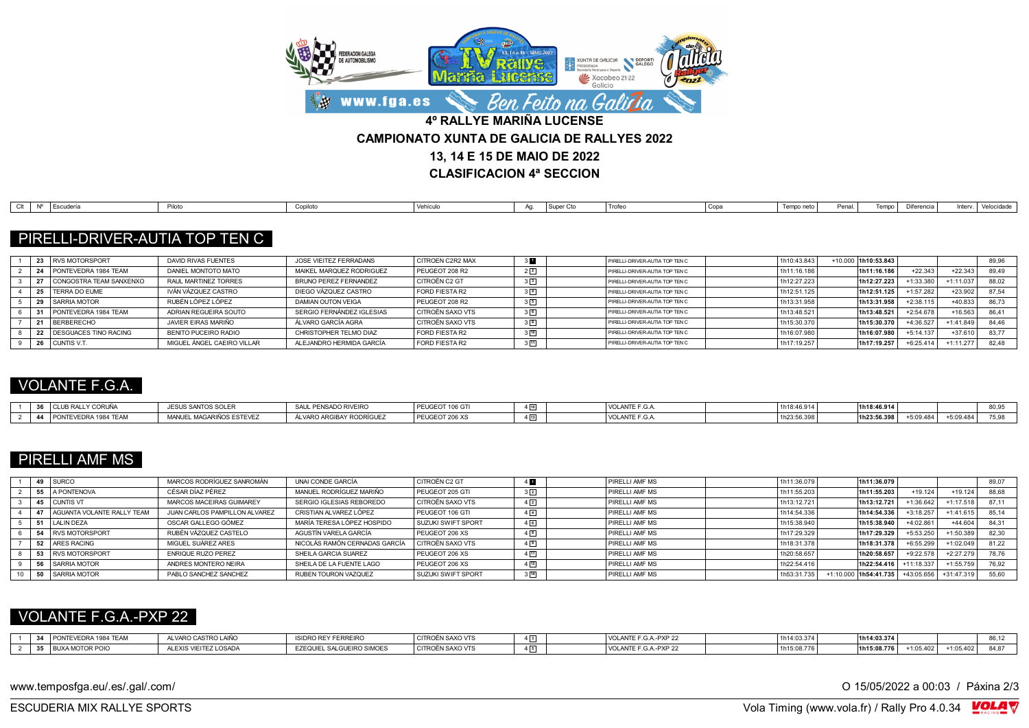# 4º RALLYE MARIÑA LUCENSE

## CAMPIONATO XUNTA DE GALICIA DE RALLYES 2022

## 13, 14 E 15 DE MAIO DE 2022

## CLASIFICACION 4ª SECCION

### PIRELLI-DRIVER-AUTIA TOP TEN C

| Clt | Nº | Escudería | Piloto | Copiloto | Vehículo | Ag. | Super Cto | Trofeo | Copa | Tempo neto | Penal. | Tempo | Diferencia | Interv. | Velocidade |
|---|---|---|---|---|---|---|---|---|---|---|---|---|---|---|---|
| 1 | 23 | RVS MOTORSPORT | DAVID RIVAS FUENTES | JOSE VIEITEZ FERRADANS | CITROEN C2R2 MAX | 3 1 | | PIRELLI-DRIVER-AUTIA TOP TEN C | | 1h10:43.843 | +10.000 | 1h10:53.843 | | | 89,96 |
| 2 | 24 | PONTEVEDRA 1984 TEAM | DANIEL MONTOTO MATO | MAIKEL MARQUEZ RODRIGUEZ | PEUGEOT 208 R2 | 2 2 | | PIRELLI-DRIVER-AUTIA TOP TEN C | | 1h11:16.186 | | 1h11:16.186 | +22.343 | +22.343 | 89,49 |
| 3 | 27 | CONGOSTRA TEAM SANXENXO | RAUL MARTINEZ TORRES | BRUNO PEREZ FERNANDEZ | CITROËN C2 GT | 3 3 | | PIRELLI-DRIVER-AUTIA TOP TEN C | | 1h12:27.223 | | 1h12:27.223 | +1:33.380 | +1:11.037 | 88,02 |
| 4 | 25 | TERRA DO EUME | IVÁN VÁZQUEZ CASTRO | DIEGO VÁZQUEZ CASTRO | FORD FIESTA R2 | 3 4 | | PIRELLI-DRIVER-AUTIA TOP TEN C | | 1h12:51.125 | | 1h12:51.125 | +1:57.282 | +23.902 | 87,54 |
| 5 | 29 | SARRIA MOTOR | RUBÉN LÓPEZ LÓPEZ | DAMIAN OUTON VEIGA | PEUGEOT 208 R2 | 3 5 | | PIRELLI-DRIVER-AUTIA TOP TEN C | | 1h13:31.958 | | 1h13:31.958 | +2:38.115 | +40.833 | 86,73 |
| 6 | 31 | PONTEVEDRA 1984 TEAM | ADRIAN REGUEIRA SOUTO | SERGIO FERNÁNDEZ IGLESIAS | CITROËN SAXO VTS | 3 6 | | PIRELLI-DRIVER-AUTIA TOP TEN C | | 1h13:48.521 | | 1h13:48.521 | +2:54.678 | +16.563 | 86,41 |
| 7 | 21 | BERBERECHO | JAVIER EIRAS MARIÑO | ÁLVARO GARCÍA AGRA | CITROËN SAXO VTS | 3 8 | | PIRELLI-DRIVER-AUTIA TOP TEN C | | 1h15:30.370 | | 1h15:30.370 | +4:36.527 | +1:41.849 | 84,46 |
| 8 | 22 | DESGUACES TINO RACING | BENITO PUCEIRO RADIO | CHRISTOPHER TELMO DIAZ | FORD FIESTA R2 | 3 10 | | PIRELLI-DRIVER-AUTIA TOP TEN C | | 1h16:07.980 | | 1h16:07.980 | +5:14.137 | +37.610 | 83,77 |
| 9 | 26 | CUNTIS V.T. | MIGUEL ÁNGEL CAEIRO VILLAR | ALEJANDRO HERMIDA GARCÍA | FORD FIESTA R2 | 3 11 | | PIRELLI-DRIVER-AUTIA TOP TEN C | | 1h17:19.257 | | 1h17:19.257 | +6:25.414 | +1:11.277 | 82,48 |

### VOLANTE F.G.A.

| Clt | Nº | Escudería | Piloto | Copiloto | Vehículo | Ag. | Super Cto | Trofeo | Copa | Tempo neto | Penal. | Tempo | Diferencia | Interv. | Velocidade |
|---|---|---|---|---|---|---|---|---|---|---|---|---|---|---|---|
| 1 | 36 | CLUB RALLY CORUÑA | JESUS SANTOS SOLER | SAUL PENSADO RIVEIRO | PEUGEOT 106 GTI | 4 10 | | VOLANTE F.G.A. | | 1h18:46.914 | | 1h18:46.914 | | | 80,95 |
| 2 | 44 | PONTEVEDRA 1984 TEAM | MANUEL MAGARIÑOS ESTEVEZ | ÁLVARO ARGIBAY RODRÍGUEZ | PEUGEOT 206 XS | 4 13 | | VOLANTE F.G.A. | | 1h23:56.398 | | 1h23:56.398 | +5:09.484 | +5:09.484 | 75,98 |

### PIRELLI AMF MS

| Clt | Nº | Escudería | Piloto | Copiloto | Vehículo | Ag. | Super Cto | Trofeo | Copa | Tempo neto | Penal. | Tempo | Diferencia | Interv. | Velocidade |
|---|---|---|---|---|---|---|---|---|---|---|---|---|---|---|---|
| 1 | 49 | SURCO | MARCOS RODRÍGUEZ SANROMÁN | UNAI CONDE GARCÍA | CITROËN C2 GT | 4 1 | | PIRELLI AMF MS | | 1h11:36.079 | | 1h11:36.079 | | | 89,07 |
| 2 | 55 | A PONTENOVA | CÉSAR DÍAZ PÉREZ | MANUEL RODRÍGUEZ MARIÑO | PEUGEOT 205 GTI | 3 2 | | PIRELLI AMF MS | | 1h11:55.203 | | 1h11:55.203 | +19.124 | +19.124 | 88,68 |
| 3 | 45 | CUNTIS VT | MARCOS MACEIRAS GUIMAREY | SERGIO IGLESIAS REBOREDO | CITROËN SAXO VTS | 4 2 | | PIRELLI AMF MS | | 1h13:12.721 | | 1h13:12.721 | +1:36.642 | +1:17.518 | 87,11 |
| 4 | 47 | AGUANTA VOLANTE RALLY TEAM | JUAN CARLOS PAMPILLON ALVAREZ | CRISTIAN ALVAREZ LÓPEZ | PEUGEOT 106 GTI | 4 4 | | PIRELLI AMF MS | | 1h14:54.336 | | 1h14:54.336 | +3:18.257 | +1:41.615 | 85,14 |
| 5 | 51 | LALIN DEZA | OSCAR GALLEGO GÓMEZ | MARÍA TERESA LÓPEZ HOSPIDO | SUZUKI SWIFT SPORT | 4 6 | | PIRELLI AMF MS | | 1h15:38.940 | | 1h15:38.940 | +4:02.861 | +44.604 | 84,31 |
| 6 | 54 | RVS MOTORSPORT | RUBÉN VÁZQUEZ CASTELO | AGUSTÍN VARELA GARCÍA | PEUGEOT 206 XS | 4 8 | | PIRELLI AMF MS | | 1h17:29.329 | | 1h17:29.329 | +5:53.250 | +1:50.389 | 82,30 |
| 7 | 52 | ARES RACING | MIGUEL SUÁREZ ARES | NICOLÁS RAMÓN CERNADAS GARCÍA | CITROËN SAXO VTS | 4 9 | | PIRELLI AMF MS | | 1h18:31.378 | | 1h18:31.378 | +6:55.299 | +1:02.049 | 81,22 |
| 8 | 53 | RVS MOTORSPORT | ENRIQUE RUZO PEREZ | SHEILA GARCIA SUAREZ | PEUGEOT 206 XS | 4 11 | | PIRELLI AMF MS | | 1h20:58.657 | | 1h20:58.657 | +9:22.578 | +2:27.279 | 78,76 |
| 9 | 56 | SARRIA MOTOR | ANDRES MONTERO NEIRA | SHEILA DE LA FUENTE LAGO | PEUGEOT 206 XS | 4 12 | | PIRELLI AMF MS | | 1h22:54.416 | | 1h22:54.416 | +11:18.337 | +1:55.759 | 76,92 |
| 10 | 50 | SARRIA MOTOR | PABLO SANCHEZ SANCHEZ | RUBEN TOURON VAZQUEZ | SUZUKI SWIFT SPORT | 3 14 | | PIRELLI AMF MS | | 1h53:31.735 | +1:10.000 | 1h54:41.735 | +43:05.656 | +31:47.319 | 55,60 |

### VOLANTE F.G.A.-PXP 22

| Clt | Nº | Escudería | Piloto | Copiloto | Vehículo | Ag. | Super Cto | Trofeo | Copa | Tempo neto | Penal. | Tempo | Diferencia | Interv. | Velocidade |
|---|---|---|---|---|---|---|---|---|---|---|---|---|---|---|---|
| 1 | 34 | PONTEVEDRA 1984 TEAM | ALVARO CASTRO LAIÑO | ISIDRO REY FERREIRO | CITROËN SAXO VTS | 4 3 | | VOLANTE F.G.A.-PXP 22 | | 1h14:03.374 | | 1h14:03.374 | | | 86,12 |
| 2 | 35 | BUXA MOTOR POIO | ALEXIS VIEITEZ LOSADA | EZEQUIEL SALGUEIRO SIMOES | CITROËN SAXO VTS | 4 5 | | VOLANTE F.G.A.-PXP 22 | | 1h15:08.776 | | 1h15:08.776 | +1:05.402 | +1:05.402 | 84,87 |

www.temposfga.eu/.es/.gal/.com/ O 15/05/2022 a 00:03

ESCUDERIA MIX RALLYE SPORTS Vola Timing (www.vola.fr) / Rally Pro 4.0.34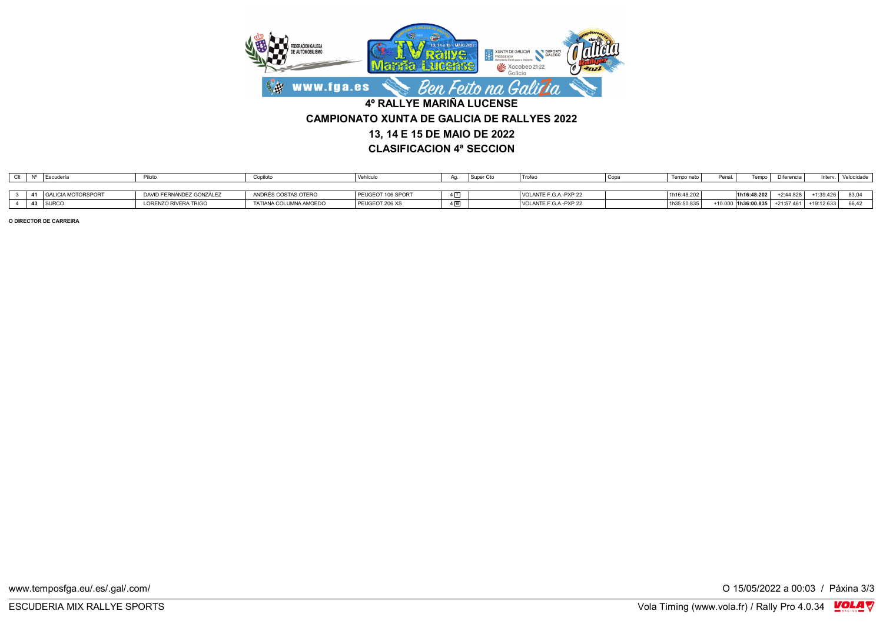# 4º RALLYE MARIÑA LUCENSE

## CAMPIONATO XUNTA DE GALICIA DE RALLYES 2022

## 13, 14 E 15 DE MAIO DE 2022

## CLASIFICACION 4ª SECCION

| Clt | Nº | Escudería | Piloto | Copiloto | Vehículo | Ag. | Super Cto | Trofeo | Copa | Tempo neto | Penal. | Tempo | Diferencia | Interv. | Velocidade |
|---|---|---|---|---|---|---|---|---|---|---|---|---|---|---|---|
| 3 | **41** | GALICIA MOTORSPORT | DAVID FERNÁNDEZ GONZÁLEZ | ANDRÉS COSTAS OTERO | PEUGEOT 106 SPORT | 4 7 | | VOLANTE F.G.A.-PXP 22 | | 1h16:48.202 | | **1h16:48.202** | +2:44.828 | +1:39.426 | 83,04 |
| 4 | **43** | SURCO | LORENZO RIVERA TRIGO | TATIANA COLUMNA AMOEDO | PEUGEOT 206 XS | 4 18 | | VOLANTE F.G.A.-PXP 22 | | 1h35:50.835 | +10.000 | **1h36:00.835** | +21:57.461 | +19:12.633 | 66,42 |

**O DIRECTOR DE CARREIRA**

www.temposfga.eu/.es/.gal/.com/

O 15/05/2022 a 00:03

ESCUDERIA MIX RALLYE SPORTS

Vola Timing (www.vola.fr) / Rally Pro 4.0.34